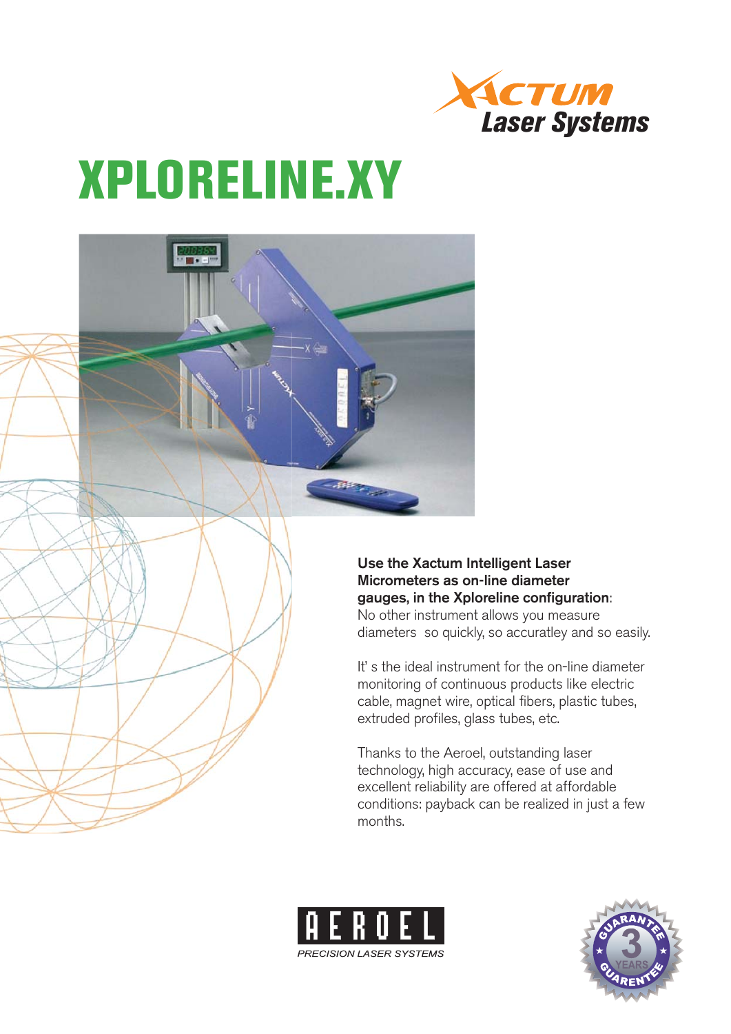XACTUM Laser Systems

# XPLORELINE.XY

**Use the Xactum Intelligent Laser Micrometers as on-line diameter gauges, in the Xploreline configuration**:
No other instrument allows you measure diameters  so quickly, so accuratley and so easily.

It' s the ideal instrument for the on-line diameter monitoring of continuous products like electric cable, magnet wire, optical fibers, plastic tubes, extruded profiles, glass tubes, etc.

Thanks to the Aeroel, outstanding laser technology, high accuracy, ease of use and excellent reliability are offered at affordable conditions: payback can be realized in just a few months.

AEROEL
PRECISION LASER SYSTEMS

GUARANTEE 3 YEARS GUARENTEE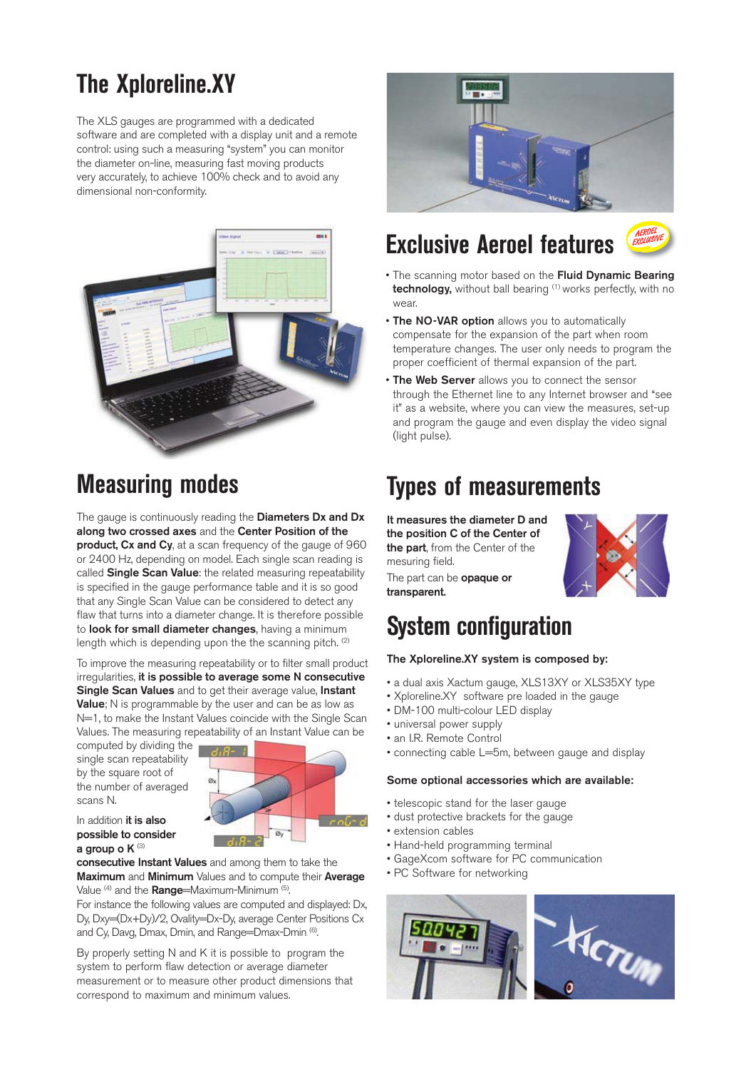## The Xploreline.XY

The XLS gauges are programmed with a dedicated software and are completed with a display unit and a remote control: using such a measuring "system" you can monitor the diameter on-line, measuring fast moving products very accurately, to achieve 100% check and to avoid any dimensional non-conformity.

## Measuring modes

The gauge is continuously reading the **Diameters Dx and Dx along two crossed axes** and the **Center Position of the product, Cx and Cy**, at a scan frequency of the gauge of 960 or 2400 Hz, depending on model. Each single scan reading is called **Single Scan Value**: the related measuring repeatability is specified in the gauge performance table and it is so good that any Single Scan Value can be considered to detect any flaw that turns into a diameter change. It is therefore possible to **look for small diameter changes**, having a minimum length which is depending upon the scanning pitch. [2]

To improve the measuring repeatability or to filter small product irregularities, **it is possible to average some N consecutive Single Scan Values** and to get their average value, **Instant Value**; N is programmable by the user and can be as low as N=1, to make the Instant Values coincide with the Single Scan Values. The measuring repeatability of an Instant Value can be computed by dividing the single scan repeatability by the square root of the number of averaged scans N.

In addition **it is also possible to consider a group o K** [3] **consecutive Instant Values** and among them to take the **Maximum** and **Minimum** Values and to compute their **Average** Value [4] and the **Range**=Maximum-Minimum [5].

For instance the following values are computed and displayed: Dx, Dy, Dxy=(Dx+Dy)/2, Ovality=Dx-Dy, average Center Positions Cx and Cy, Davg, Dmax, Dmin, and Range=Dmax-Dmin [6].

By properly setting N and K it is possible to program the system to perform flaw detection or average diameter measurement or to measure other product dimensions that correspond to maximum and minimum values.

## Exclusive Aeroel features

- The scanning motor based on the **Fluid Dynamic Bearing technology,** without ball bearing [1] works perfectly, with no wear.
- **The NO-VAR option** allows you to automatically compensate for the expansion of the part when room temperature changes. The user only needs to program the proper coefficient of thermal expansion of the part.
- **The Web Server** allows you to connect the sensor through the Ethernet line to any Internet browser and "see it" as a website, where you can view the measures, set-up and program the gauge and even display the video signal (light pulse).

## Types of measurements

**It measures the diameter D and the position C of the Center of the part**, from the Center of the mesuring field.

The part can be **opaque or transparent.**

## System configuration

**The Xploreline.XY system is composed by:**

- a dual axis Xactum gauge, XLS13XY or XLS35XY type
- Xploreline.XY software pre loaded in the gauge
- DM-100 multi-colour LED display
- universal power supply
- an I.R. Remote Control
- connecting cable L=5m, between gauge and display

**Some optional accessories which are available:**

- telescopic stand for the laser gauge
- dust protective brackets for the gauge
- extension cables
- Hand-held programming terminal
- GageXcom software for PC communication
- PC Software for networking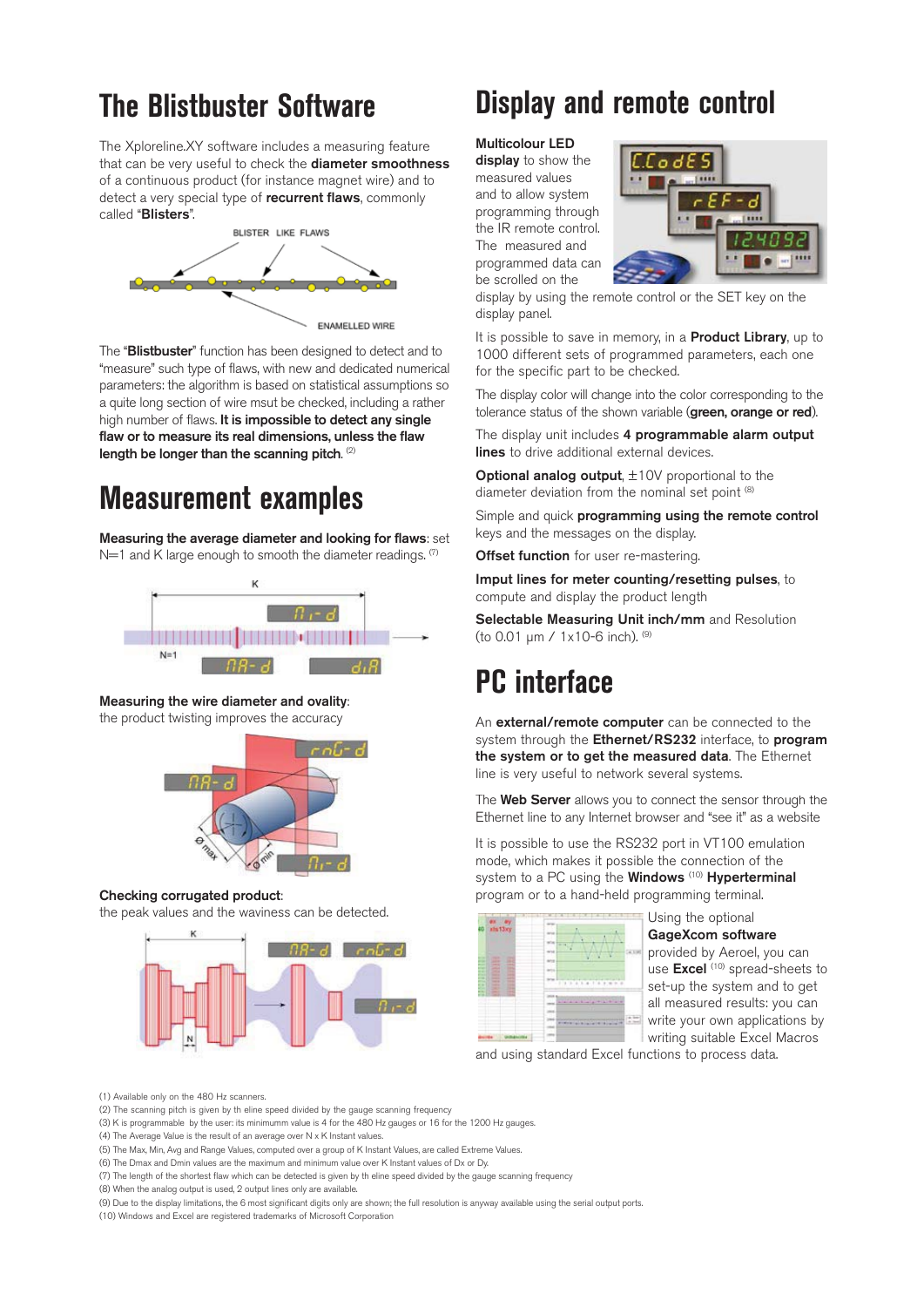## The Blistbuster Software

The Xploreline.XY software includes a measuring feature that can be very useful to check the **diameter smoothness** of a continuous product (for instance magnet wire) and to detect a very special type of **recurrent flaws**, commonly called "**Blisters**".

BLISTER LIKE FLAWS

ENAMELLED WIRE

The "**Blistbuster**" function has been designed to detect and to "measure" such type of flaws, with new and dedicated numerical parameters: the algorithm is based on statistical assumptions so a quite long section of wire msut be checked, including a rather high number of flaws. **It is impossible to detect any single flaw or to measure its real dimensions, unless the flaw length be longer than the scanning pitch.** (2)

## Measurement examples

**Measuring the average diameter and looking for flaws**: set N=1 and K large enough to smooth the diameter readings. (7)

**Measuring the wire diameter and ovality**:
the product twisting improves the accuracy

**Checking corrugated product**:
the peak values and the waviness can be detected.

## Display and remote control

**Multicolour LED display** to show the measured values and to allow system programming through the IR remote control. The measured and programmed data can be scrolled on the display by using the remote control or the SET key on the display panel.

It is possible to save in memory, in a **Product Library**, up to 1000 different sets of programmed parameters, each one for the specific part to be checked.

The display color will change into the color corresponding to the tolerance status of the shown variable (**green, orange or red**).

The display unit includes **4 programmable alarm output lines** to drive additional external devices.

**Optional analog output**, ±10V proportional to the diameter deviation from the nominal set point (8)

Simple and quick **programming using the remote control** keys and the messages on the display.

**Offset function** for user re-mastering.

**Imput lines for meter counting/resetting pulses**, to compute and display the product length

**Selectable Measuring Unit inch/mm** and Resolution (to 0.01 µm / 1x10-6 inch). (9)

## PC interface

An **external/remote computer** can be connected to the system through the **Ethernet/RS232** interface, to **program the system or to get the measured data**. The Ethernet line is very useful to network several systems.

The **Web Server** allows you to connect the sensor through the Ethernet line to any Internet browser and "see it" as a website

It is possible to use the RS232 port in VT100 emulation mode, which makes it possible the connection of the system to a PC using the **Windows** (10) **Hyperterminal** program or to a hand-held programming terminal.

Using the optional **GageXcom software** provided by Aeroel, you can use **Excel** (10) spread-sheets to set-up the system and to get all measured results: you can write your own applications by writing suitable Excel Macros and using standard Excel functions to process data.

(1) Available only on the 480 Hz scanners.
(2) The scanning pitch is given by th eline speed divided by the gauge scanning frequency
(3) K is programmable by the user: its minimumm value is 4 for the 480 Hz gauges or 16 for the 1200 Hz gauges.
(4) The Average Value is the result of an average over N x K Instant values.
(5) The Max, Min, Avg and Range Values, computed over a group of K Instant Values, are called Extreme Values.
(6) The Dmax and Dmin values are the maximum and minimum value over K Instant values of Dx or Dy.
(7) The length of the shortest flaw which can be detected is given by th eline speed divided by the gauge scanning frequency
(8) When the analog output is used, 2 output lines only are available.
(9) Due to the display limitations, the 6 most significant digits only are shown; the full resolution is anyway available using the serial output ports.
(10) Windows and Excel are registered trademarks of Microsoft Corporation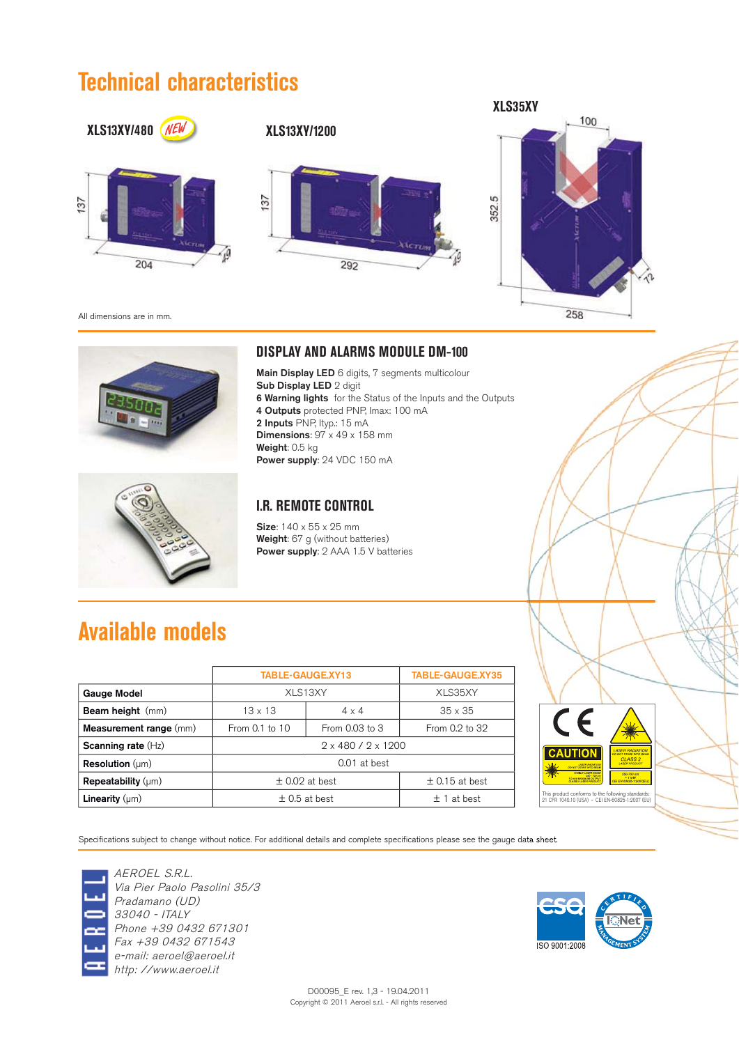# Technical characteristics

XLS13XY/480 NEW

137

204

49

XLS13XY/1200

137

292

49

XLS35XY

100

352.5

258

72

All dimensions are in mm.

## DISPLAY AND ALARMS MODULE DM-100

**Main Display LED** 6 digits, 7 segments multicolour
**Sub Display LED** 2 digit
**6 Warning lights** for the Status of the Inputs and the Outputs
**4 Outputs** protected PNP, Imax: 100 mA
**2 Inputs** PNP, Ityp.: 15 mA
**Dimensions**: 97 x 49 x 158 mm
**Weight**: 0.5 kg
**Power supply**: 24 VDC 150 mA

## I.R. REMOTE CONTROL

**Size**: 140 x 55 x 25 mm
**Weight**: 67 g (without batteries)
**Power supply**: 2 AAA 1.5 V batteries

# Available models

| | TABLE-GAUGE.XY13 | | TABLE-GAUGE.XY35 |
|---|---|---|---|
| **Gauge Model** | XLS13XY | | XLS35XY |
| **Beam height** (mm) | 13 x 13 | 4 x 4 | 35 x 35 |
| **Measurement range** (mm) | From 0.1 to 10 | From 0.03 to 3 | From 0.2 to 32 |
| **Scanning rate** (Hz) | 2 x 480 / 2 x 1200 | | |
| **Resolution** (µm) | 0.01 at best | | |
| **Repeatability** (µm) | ± 0.02 at best | | ± 0.15 at best |
| **Linearity** (µm) | ± 0.5 at best | | ± 1 at best |

CE

CAUTION

This product conforms to the following standards: 21 CFR 1040.10 (USA) - CEI EN-60825-1:2007 (EU)

Specifications subject to change without notice. For additional details and complete specifications please see the gauge data sheet.

AEROEL

*AEROEL S.R.L.*
*Via Pier Paolo Pasolini 35/3*
*Pradamano (UD)*
*33040 - ITALY*
*Phone +39 0432 671301*
*Fax +39 0432 671543*
*e-mail: aeroel@aeroel.it*
*http: //www.aeroel.it*

CSQ ISO 9001:2008

IQNet CERTIFIED MANAGEMENT SYSTEM

D00095_E rev. 1,3 - 19.04.2011
Copyright © 2011 Aeroel s.r.l. - All rights reserved